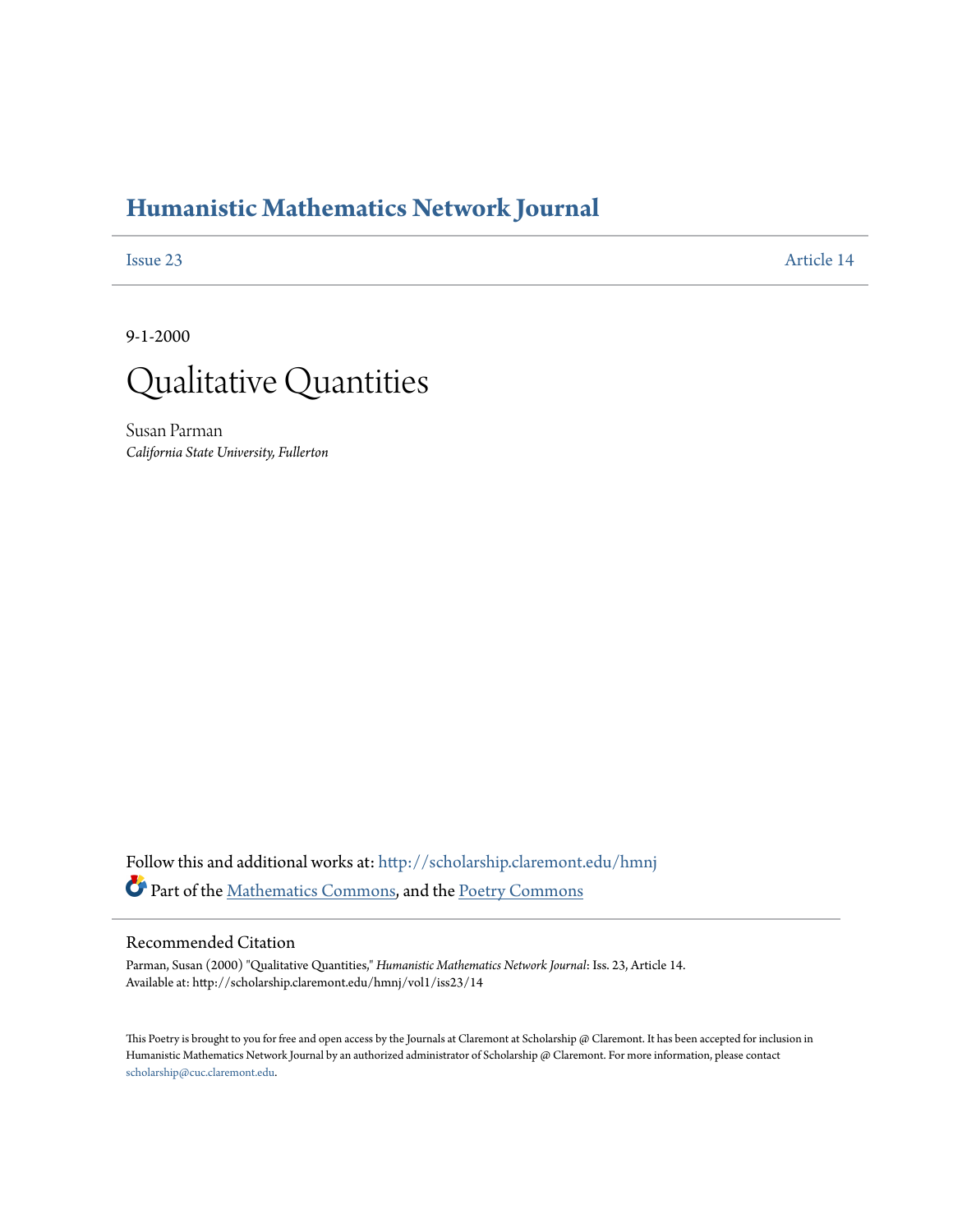# Humanistic Mathematics Network Journal

Issue 23 | Article 14

9-1-2000

# Qualitative Quantities

Susan Parman
*California State University, Fullerton*

Follow this and additional works at: http://scholarship.claremont.edu/hmnj

Part of the Mathematics Commons, and the Poetry Commons

## Recommended Citation

Parman, Susan (2000) "Qualitative Quantities," *Humanistic Mathematics Network Journal*: Iss. 23, Article 14.
Available at: http://scholarship.claremont.edu/hmnj/vol1/iss23/14

This Poetry is brought to you for free and open access by the Journals at Claremont at Scholarship @ Claremont. It has been accepted for inclusion in Humanistic Mathematics Network Journal by an authorized administrator of Scholarship @ Claremont. For more information, please contact scholarship@cuc.claremont.edu.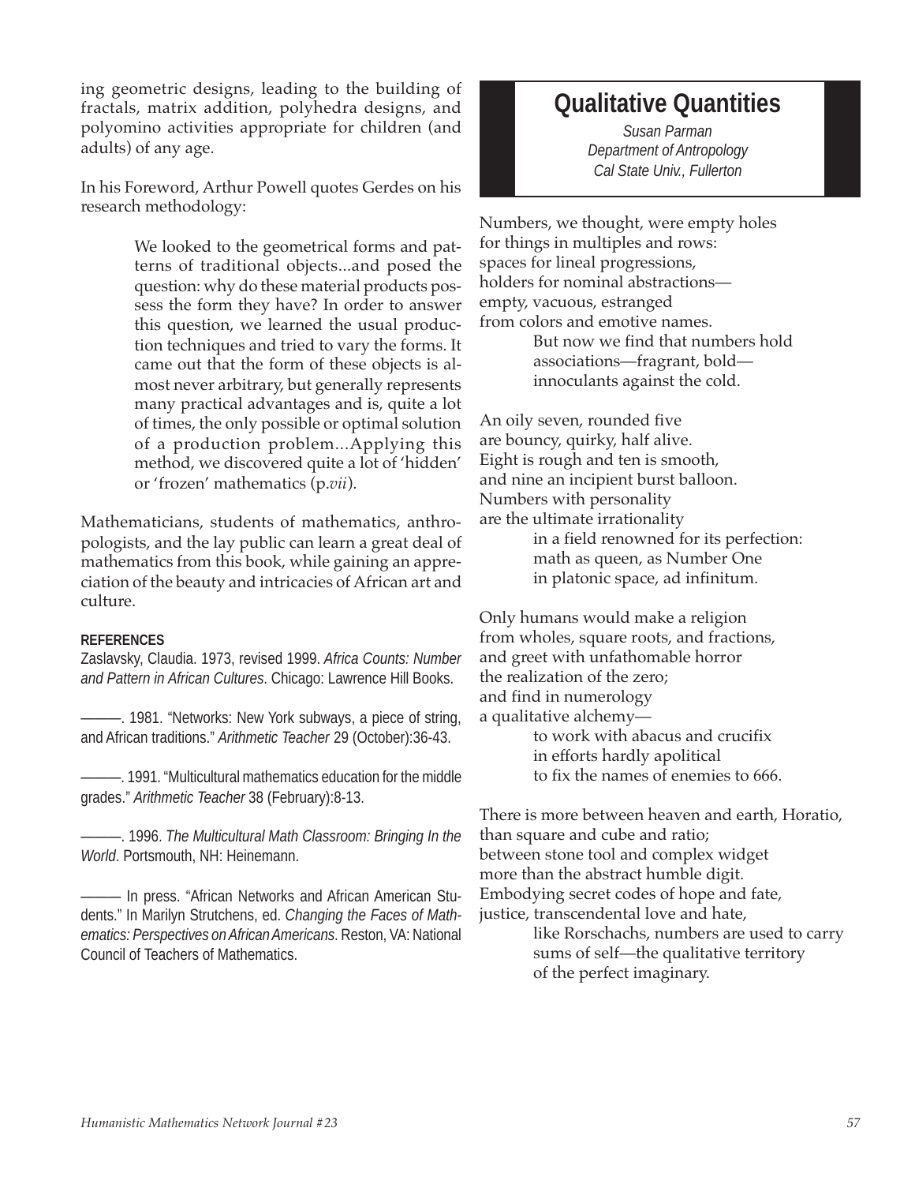ing geometric designs, leading to the building of fractals, matrix addition, polyhedra designs, and polyomino activities appropriate for children (and adults) of any age.

In his Foreword, Arthur Powell quotes Gerdes on his research methodology:

> We looked to the geometrical forms and patterns of traditional objects...and posed the question: why do these material products possess the form they have? In order to answer this question, we learned the usual production techniques and tried to vary the forms. It came out that the form of these objects is almost never arbitrary, but generally represents many practical advantages and is, quite a lot of times, the only possible or optimal solution of a production problem...Applying this method, we discovered quite a lot of 'hidden' or 'frozen' mathematics (p.*vii*).

Mathematicians, students of mathematics, anthropologists, and the lay public can learn a great deal of mathematics from this book, while gaining an appreciation of the beauty and intricacies of African art and culture.

**REFERENCES**

Zaslavsky, Claudia. 1973, revised 1999. *Africa Counts: Number and Pattern in African Cultures*. Chicago: Lawrence Hill Books.

———. 1981. "Networks: New York subways, a piece of string, and African traditions." *Arithmetic Teacher* 29 (October):36-43.

———. 1991. "Multicultural mathematics education for the middle grades." *Arithmetic Teacher* 38 (February):8-13.

———. 1996. *The Multicultural Math Classroom: Bringing In the World*. Portsmouth, NH: Heinemann.

——— In press. "African Networks and African American Students." In Marilyn Strutchens, ed. *Changing the Faces of Mathematics: Perspectives on African Americans*. Reston, VA: National Council of Teachers of Mathematics.

# Qualitative Quantities

*Susan Parman*
*Department of Antropology*
*Cal State Univ., Fullerton*

Numbers, we thought, were empty holes
for things in multiples and rows:
spaces for lineal progressions,
holders for nominal abstractions—
empty, vacuous, estranged
from colors and emotive names.
    But now we find that numbers hold
    associations—fragrant, bold—
    innoculants against the cold.

An oily seven, rounded five
are bouncy, quirky, half alive.
Eight is rough and ten is smooth,
and nine an incipient burst balloon.
Numbers with personality
are the ultimate irrationality
    in a field renowned for its perfection:
    math as queen, as Number One
    in platonic space, ad infinitum.

Only humans would make a religion
from wholes, square roots, and fractions,
and greet with unfathomable horror
the realization of the zero;
and find in numerology
a qualitative alchemy—
    to work with abacus and crucifix
    in efforts hardly apolitical
    to fix the names of enemies to 666.

There is more between heaven and earth, Horatio,
than square and cube and ratio;
between stone tool and complex widget
more than the abstract humble digit.
Embodying secret codes of hope and fate,
justice, transcendental love and hate,
    like Rorschachs, numbers are used to carry
    sums of self—the qualitative territory
    of the perfect imaginary.